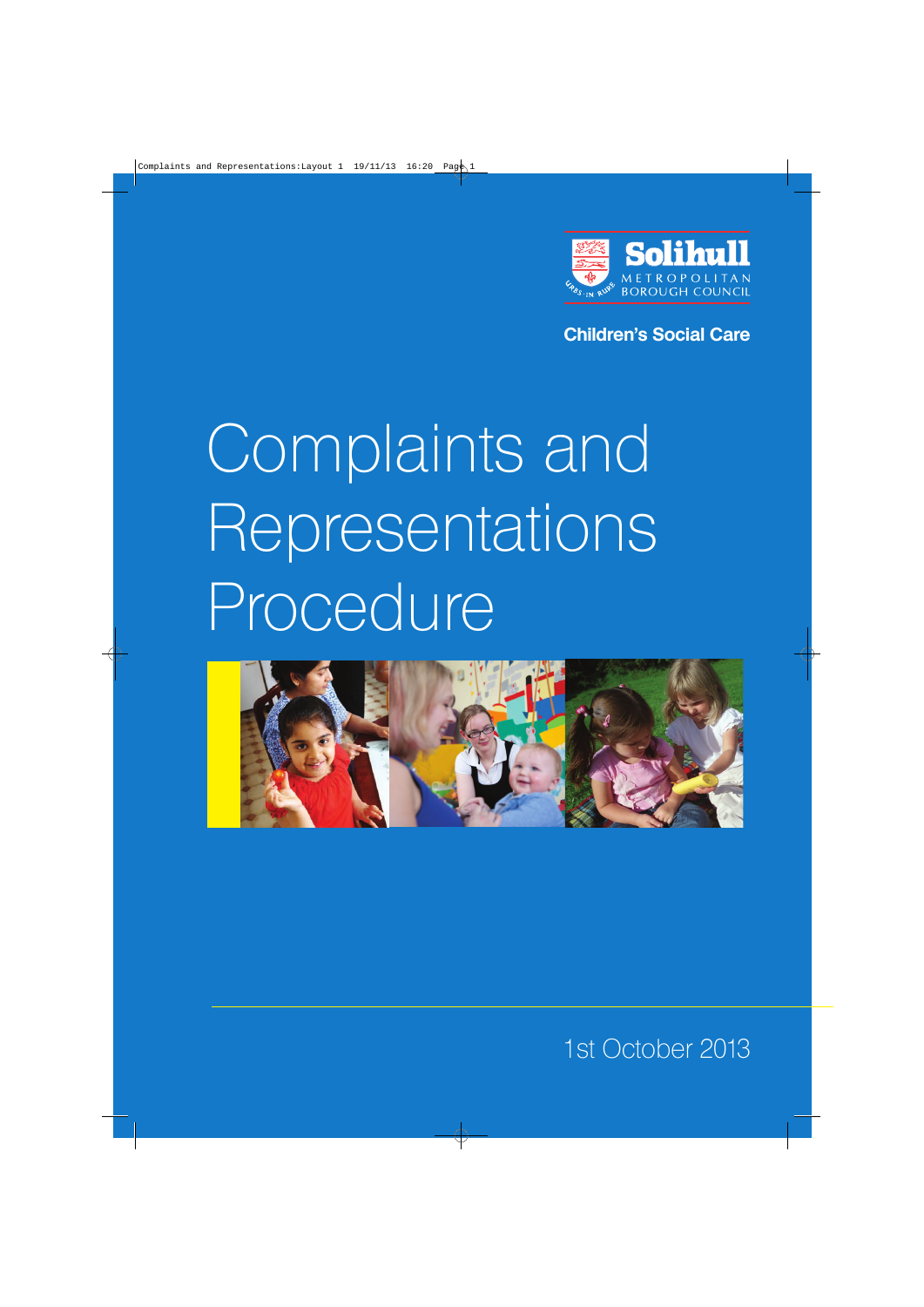Solihull Metropolitan Borough Council

Children's Social Care

# Complaints and Representations Procedure

1st October 2013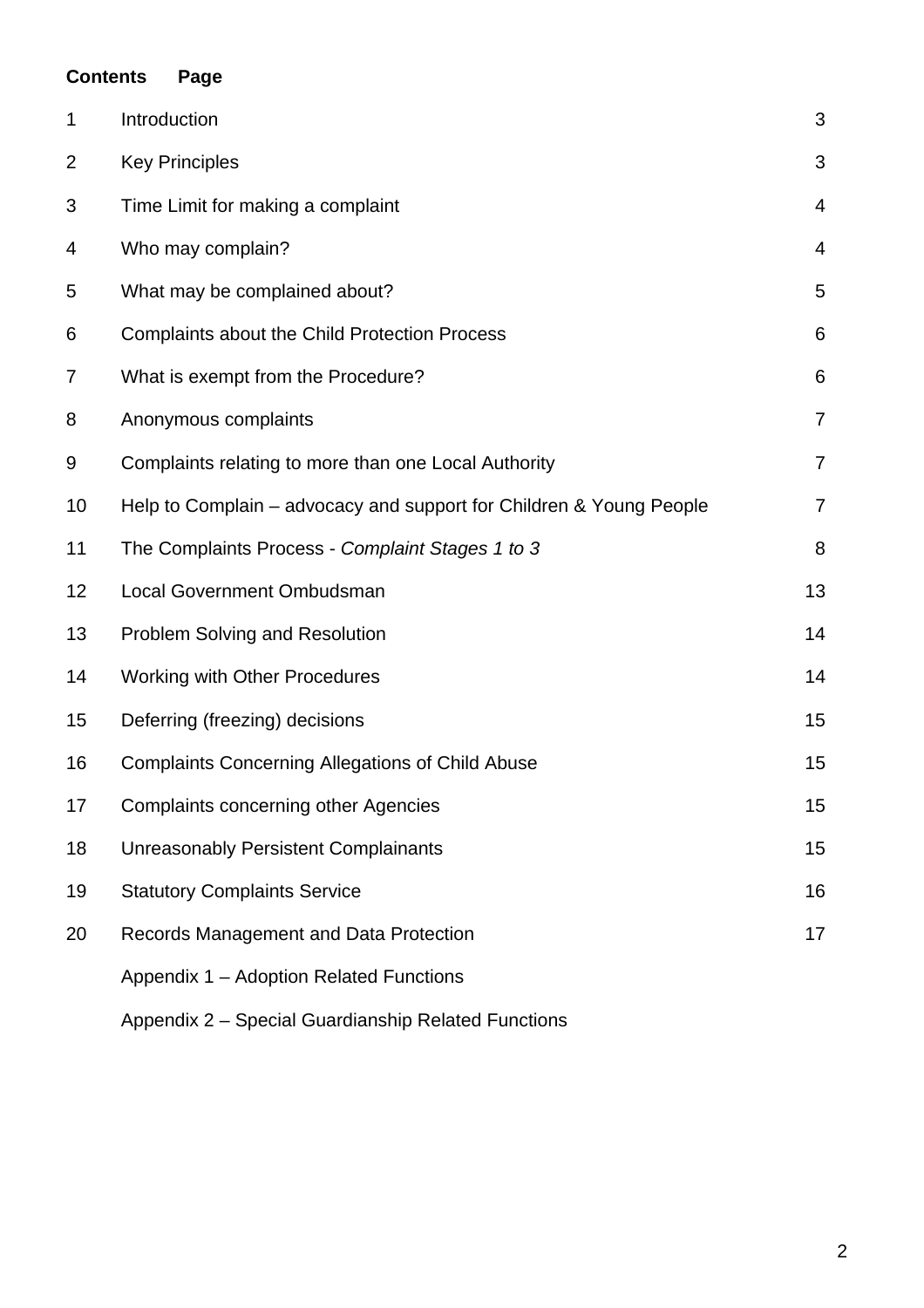| Contents | Page | |
|---|---|---|
| 1 | Introduction | 3 |
| 2 | Key Principles | 3 |
| 3 | Time Limit for making a complaint | 4 |
| 4 | Who may complain? | 4 |
| 5 | What may be complained about? | 5 |
| 6 | Complaints about the Child Protection Process | 6 |
| 7 | What is exempt from the Procedure? | 6 |
| 8 | Anonymous complaints | 7 |
| 9 | Complaints relating to more than one Local Authority | 7 |
| 10 | Help to Complain – advocacy and support for Children & Young People | 7 |
| 11 | The Complaints Process - *Complaint Stages 1 to 3* | 8 |
| 12 | Local Government Ombudsman | 13 |
| 13 | Problem Solving and Resolution | 14 |
| 14 | Working with Other Procedures | 14 |
| 15 | Deferring (freezing) decisions | 15 |
| 16 | Complaints Concerning Allegations of Child Abuse | 15 |
| 17 | Complaints concerning other Agencies | 15 |
| 18 | Unreasonably Persistent Complainants | 15 |
| 19 | Statutory Complaints Service | 16 |
| 20 | Records Management and Data Protection | 17 |
| | Appendix 1 – Adoption Related Functions | |
| | Appendix 2 – Special Guardianship Related Functions | |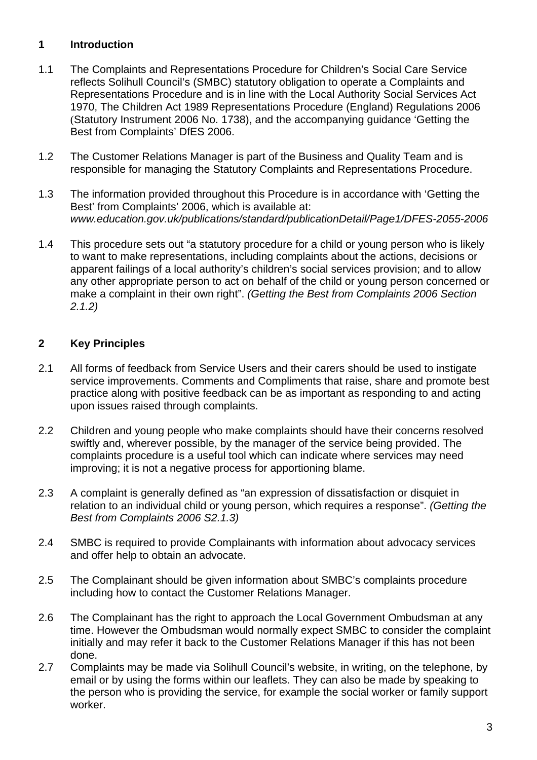## 1 Introduction

1.1 The Complaints and Representations Procedure for Children's Social Care Service reflects Solihull Council's (SMBC) statutory obligation to operate a Complaints and Representations Procedure and is in line with the Local Authority Social Services Act 1970, The Children Act 1989 Representations Procedure (England) Regulations 2006 (Statutory Instrument 2006 No. 1738), and the accompanying guidance 'Getting the Best from Complaints' DfES 2006.

1.2 The Customer Relations Manager is part of the Business and Quality Team and is responsible for managing the Statutory Complaints and Representations Procedure.

1.3 The information provided throughout this Procedure is in accordance with 'Getting the Best' from Complaints' 2006, which is available at: *www.education.gov.uk/publications/standard/publicationDetail/Page1/DFES-2055-2006*

1.4 This procedure sets out "a statutory procedure for a child or young person who is likely to want to make representations, including complaints about the actions, decisions or apparent failings of a local authority's children's social services provision; and to allow any other appropriate person to act on behalf of the child or young person concerned or make a complaint in their own right". *(Getting the Best from Complaints 2006 Section 2.1.2)*

## 2 Key Principles

2.1 All forms of feedback from Service Users and their carers should be used to instigate service improvements. Comments and Compliments that raise, share and promote best practice along with positive feedback can be as important as responding to and acting upon issues raised through complaints.

2.2 Children and young people who make complaints should have their concerns resolved swiftly and, wherever possible, by the manager of the service being provided. The complaints procedure is a useful tool which can indicate where services may need improving; it is not a negative process for apportioning blame.

2.3 A complaint is generally defined as "an expression of dissatisfaction or disquiet in relation to an individual child or young person, which requires a response". *(Getting the Best from Complaints 2006 S2.1.3)*

2.4 SMBC is required to provide Complainants with information about advocacy services and offer help to obtain an advocate.

2.5 The Complainant should be given information about SMBC's complaints procedure including how to contact the Customer Relations Manager.

2.6 The Complainant has the right to approach the Local Government Ombudsman at any time. However the Ombudsman would normally expect SMBC to consider the complaint initially and may refer it back to the Customer Relations Manager if this has not been done.

2.7 Complaints may be made via Solihull Council's website, in writing, on the telephone, by email or by using the forms within our leaflets. They can also be made by speaking to the person who is providing the service, for example the social worker or family support worker.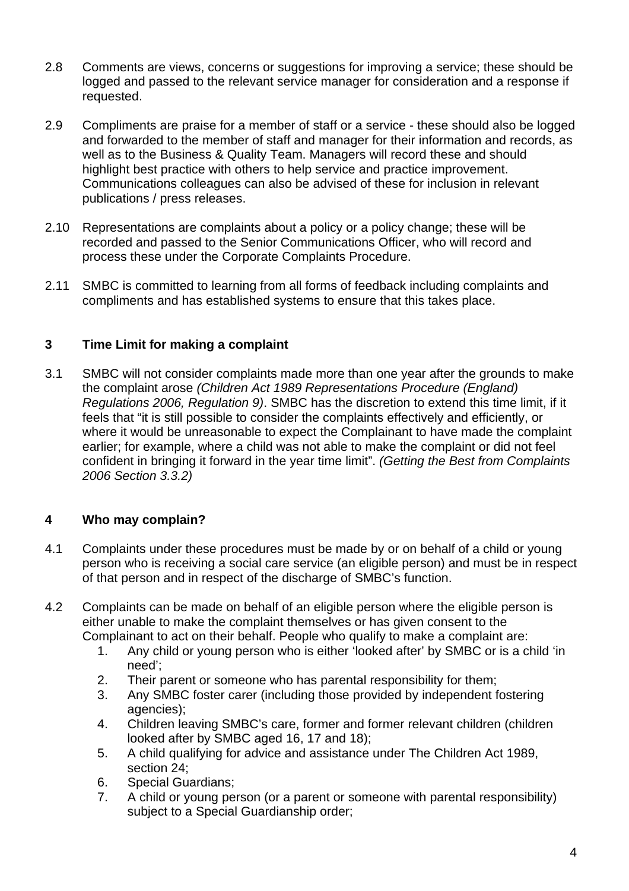2.8 Comments are views, concerns or suggestions for improving a service; these should be logged and passed to the relevant service manager for consideration and a response if requested.

2.9 Compliments are praise for a member of staff or a service - these should also be logged and forwarded to the member of staff and manager for their information and records, as well as to the Business & Quality Team. Managers will record these and should highlight best practice with others to help service and practice improvement. Communications colleagues can also be advised of these for inclusion in relevant publications / press releases.

2.10 Representations are complaints about a policy or a policy change; these will be recorded and passed to the Senior Communications Officer, who will record and process these under the Corporate Complaints Procedure.

2.11 SMBC is committed to learning from all forms of feedback including complaints and compliments and has established systems to ensure that this takes place.

## 3 Time Limit for making a complaint

3.1 SMBC will not consider complaints made more than one year after the grounds to make the complaint arose *(Children Act 1989 Representations Procedure (England) Regulations 2006, Regulation 9)*. SMBC has the discretion to extend this time limit, if it feels that "it is still possible to consider the complaints effectively and efficiently, or where it would be unreasonable to expect the Complainant to have made the complaint earlier; for example, where a child was not able to make the complaint or did not feel confident in bringing it forward in the year time limit". *(Getting the Best from Complaints 2006 Section 3.3.2)*

## 4 Who may complain?

4.1 Complaints under these procedures must be made by or on behalf of a child or young person who is receiving a social care service (an eligible person) and must be in respect of that person and in respect of the discharge of SMBC's function.

4.2 Complaints can be made on behalf of an eligible person where the eligible person is either unable to make the complaint themselves or has given consent to the Complainant to act on their behalf. People who qualify to make a complaint are:

1. Any child or young person who is either 'looked after' by SMBC or is a child 'in need';
2. Their parent or someone who has parental responsibility for them;
3. Any SMBC foster carer (including those provided by independent fostering agencies);
4. Children leaving SMBC's care, former and former relevant children (children looked after by SMBC aged 16, 17 and 18);
5. A child qualifying for advice and assistance under The Children Act 1989, section 24;
6. Special Guardians;
7. A child or young person (or a parent or someone with parental responsibility) subject to a Special Guardianship order;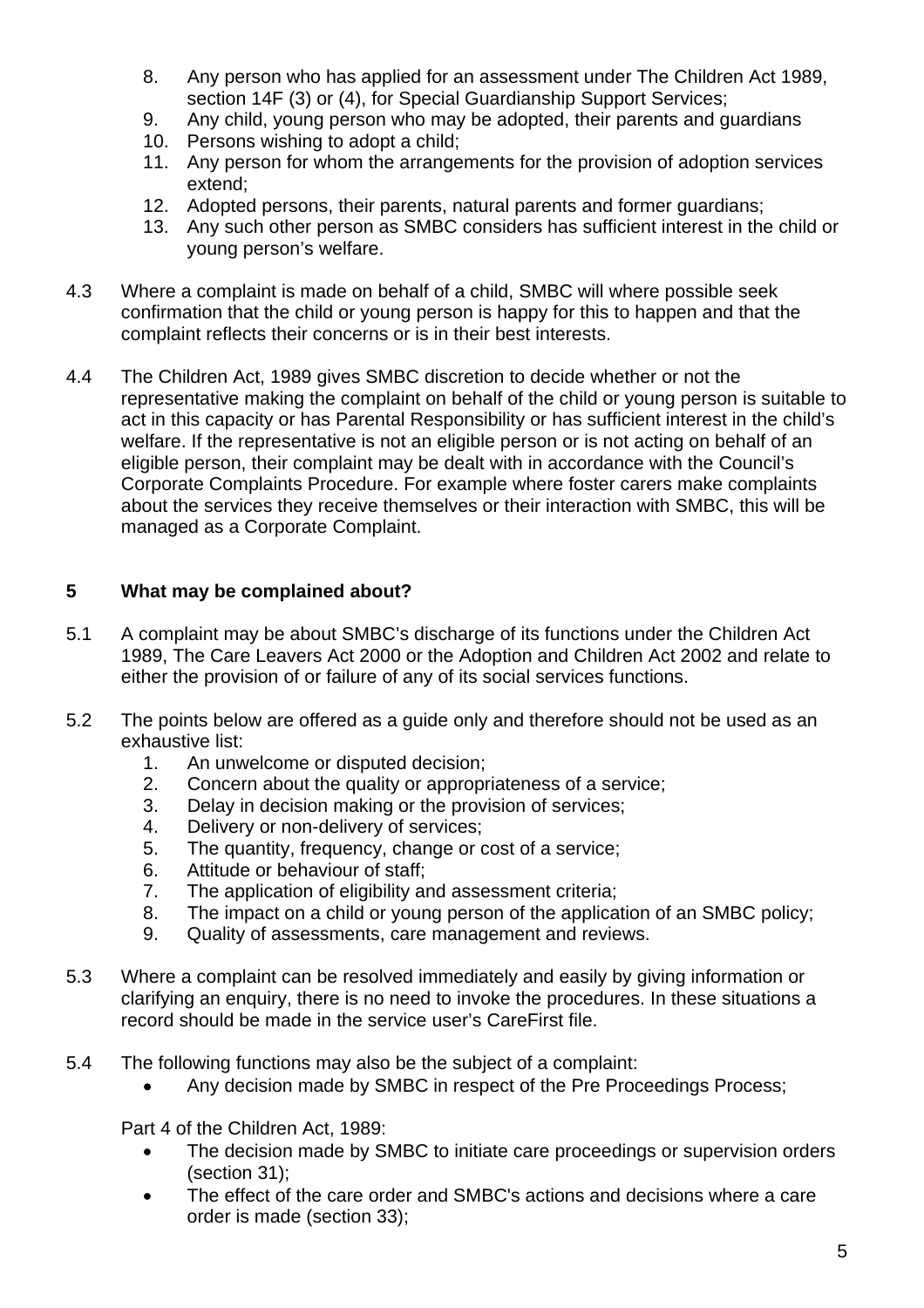8. Any person who has applied for an assessment under The Children Act 1989, section 14F (3) or (4), for Special Guardianship Support Services;
9. Any child, young person who may be adopted, their parents and guardians
10. Persons wishing to adopt a child;
11. Any person for whom the arrangements for the provision of adoption services extend;
12. Adopted persons, their parents, natural parents and former guardians;
13. Any such other person as SMBC considers has sufficient interest in the child or young person's welfare.

4.3 Where a complaint is made on behalf of a child, SMBC will where possible seek confirmation that the child or young person is happy for this to happen and that the complaint reflects their concerns or is in their best interests.

4.4 The Children Act, 1989 gives SMBC discretion to decide whether or not the representative making the complaint on behalf of the child or young person is suitable to act in this capacity or has Parental Responsibility or has sufficient interest in the child's welfare. If the representative is not an eligible person or is not acting on behalf of an eligible person, their complaint may be dealt with in accordance with the Council's Corporate Complaints Procedure. For example where foster carers make complaints about the services they receive themselves or their interaction with SMBC, this will be managed as a Corporate Complaint.

## 5 What may be complained about?

5.1 A complaint may be about SMBC's discharge of its functions under the Children Act 1989, The Care Leavers Act 2000 or the Adoption and Children Act 2002 and relate to either the provision of or failure of any of its social services functions.

5.2 The points below are offered as a guide only and therefore should not be used as an exhaustive list:

1. An unwelcome or disputed decision;
2. Concern about the quality or appropriateness of a service;
3. Delay in decision making or the provision of services;
4. Delivery or non-delivery of services;
5. The quantity, frequency, change or cost of a service;
6. Attitude or behaviour of staff;
7. The application of eligibility and assessment criteria;
8. The impact on a child or young person of the application of an SMBC policy;
9. Quality of assessments, care management and reviews.

5.3 Where a complaint can be resolved immediately and easily by giving information or clarifying an enquiry, there is no need to invoke the procedures. In these situations a record should be made in the service user's CareFirst file.

5.4 The following functions may also be the subject of a complaint:

- Any decision made by SMBC in respect of the Pre Proceedings Process;

Part 4 of the Children Act, 1989:

- The decision made by SMBC to initiate care proceedings or supervision orders (section 31);
- The effect of the care order and SMBC's actions and decisions where a care order is made (section 33);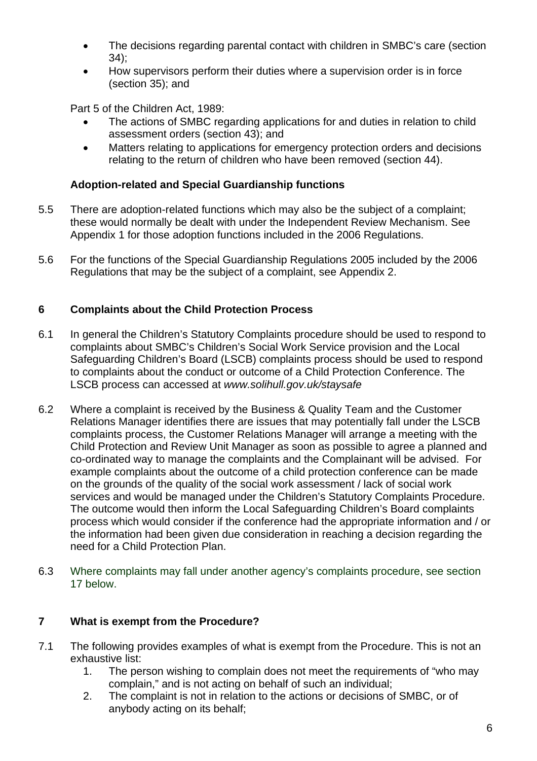- The decisions regarding parental contact with children in SMBC's care (section 34);
- How supervisors perform their duties where a supervision order is in force (section 35); and

Part 5 of the Children Act, 1989:

- The actions of SMBC regarding applications for and duties in relation to child assessment orders (section 43); and
- Matters relating to applications for emergency protection orders and decisions relating to the return of children who have been removed (section 44).

**Adoption-related and Special Guardianship functions**

5.5 There are adoption-related functions which may also be the subject of a complaint; these would normally be dealt with under the Independent Review Mechanism. See Appendix 1 for those adoption functions included in the 2006 Regulations.

5.6 For the functions of the Special Guardianship Regulations 2005 included by the 2006 Regulations that may be the subject of a complaint, see Appendix 2.

## 6 Complaints about the Child Protection Process

6.1 In general the Children's Statutory Complaints procedure should be used to respond to complaints about SMBC's Children's Social Work Service provision and the Local Safeguarding Children's Board (LSCB) complaints process should be used to respond to complaints about the conduct or outcome of a Child Protection Conference. The LSCB process can accessed at *www.solihull.gov.uk/staysafe*

6.2 Where a complaint is received by the Business & Quality Team and the Customer Relations Manager identifies there are issues that may potentially fall under the LSCB complaints process, the Customer Relations Manager will arrange a meeting with the Child Protection and Review Unit Manager as soon as possible to agree a planned and co-ordinated way to manage the complaints and the Complainant will be advised. For example complaints about the outcome of a child protection conference can be made on the grounds of the quality of the social work assessment / lack of social work services and would be managed under the Children's Statutory Complaints Procedure. The outcome would then inform the Local Safeguarding Children's Board complaints process which would consider if the conference had the appropriate information and / or the information had been given due consideration in reaching a decision regarding the need for a Child Protection Plan.

6.3 Where complaints may fall under another agency's complaints procedure, see section 17 below.

## 7 What is exempt from the Procedure?

7.1 The following provides examples of what is exempt from the Procedure. This is not an exhaustive list:

1. The person wishing to complain does not meet the requirements of "who may complain," and is not acting on behalf of such an individual;
2. The complaint is not in relation to the actions or decisions of SMBC, or of anybody acting on its behalf;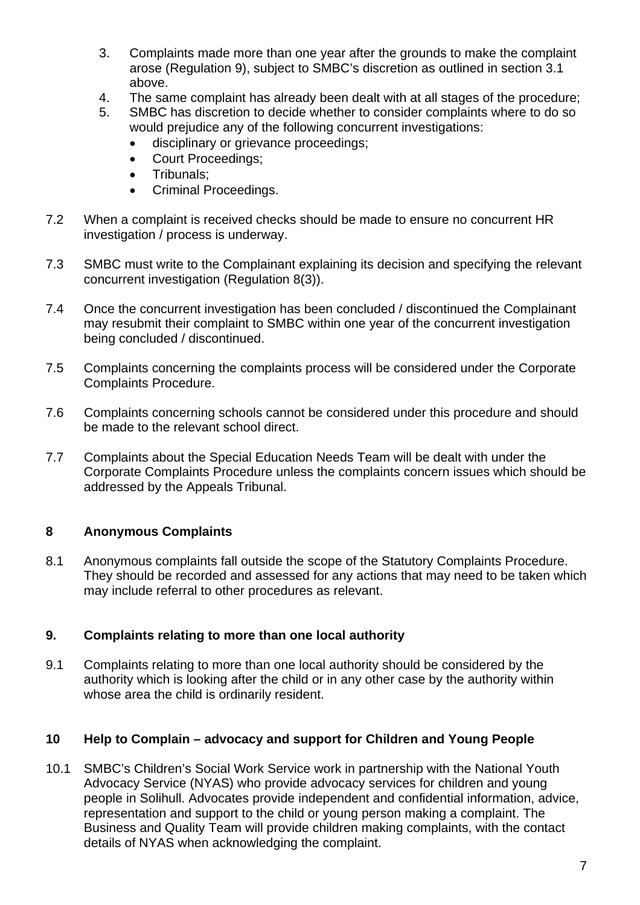3. Complaints made more than one year after the grounds to make the complaint arose (Regulation 9), subject to SMBC's discretion as outlined in section 3.1 above.
4. The same complaint has already been dealt with at all stages of the procedure;
5. SMBC has discretion to decide whether to consider complaints where to do so would prejudice any of the following concurrent investigations:
   - disciplinary or grievance proceedings;
   - Court Proceedings;
   - Tribunals;
   - Criminal Proceedings.

7.2 When a complaint is received checks should be made to ensure no concurrent HR investigation / process is underway.

7.3 SMBC must write to the Complainant explaining its decision and specifying the relevant concurrent investigation (Regulation 8(3)).

7.4 Once the concurrent investigation has been concluded / discontinued the Complainant may resubmit their complaint to SMBC within one year of the concurrent investigation being concluded / discontinued.

7.5 Complaints concerning the complaints process will be considered under the Corporate Complaints Procedure.

7.6 Complaints concerning schools cannot be considered under this procedure and should be made to the relevant school direct.

7.7 Complaints about the Special Education Needs Team will be dealt with under the Corporate Complaints Procedure unless the complaints concern issues which should be addressed by the Appeals Tribunal.

## 8 Anonymous Complaints

8.1 Anonymous complaints fall outside the scope of the Statutory Complaints Procedure. They should be recorded and assessed for any actions that may need to be taken which may include referral to other procedures as relevant.

## 9. Complaints relating to more than one local authority

9.1 Complaints relating to more than one local authority should be considered by the authority which is looking after the child or in any other case by the authority within whose area the child is ordinarily resident.

## 10 Help to Complain – advocacy and support for Children and Young People

10.1 SMBC's Children's Social Work Service work in partnership with the National Youth Advocacy Service (NYAS) who provide advocacy services for children and young people in Solihull. Advocates provide independent and confidential information, advice, representation and support to the child or young person making a complaint. The Business and Quality Team will provide children making complaints, with the contact details of NYAS when acknowledging the complaint.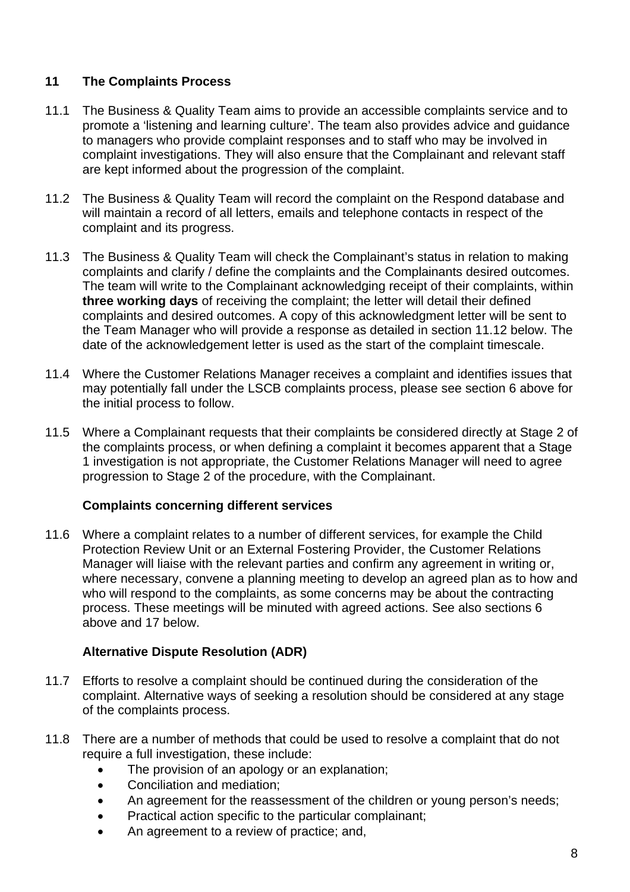## 11 The Complaints Process

11.1 The Business & Quality Team aims to provide an accessible complaints service and to promote a 'listening and learning culture'. The team also provides advice and guidance to managers who provide complaint responses and to staff who may be involved in complaint investigations. They will also ensure that the Complainant and relevant staff are kept informed about the progression of the complaint.

11.2 The Business & Quality Team will record the complaint on the Respond database and will maintain a record of all letters, emails and telephone contacts in respect of the complaint and its progress.

11.3 The Business & Quality Team will check the Complainant's status in relation to making complaints and clarify / define the complaints and the Complainants desired outcomes. The team will write to the Complainant acknowledging receipt of their complaints, within **three working days** of receiving the complaint; the letter will detail their defined complaints and desired outcomes. A copy of this acknowledgment letter will be sent to the Team Manager who will provide a response as detailed in section 11.12 below. The date of the acknowledgement letter is used as the start of the complaint timescale.

11.4 Where the Customer Relations Manager receives a complaint and identifies issues that may potentially fall under the LSCB complaints process, please see section 6 above for the initial process to follow.

11.5 Where a Complainant requests that their complaints be considered directly at Stage 2 of the complaints process, or when defining a complaint it becomes apparent that a Stage 1 investigation is not appropriate, the Customer Relations Manager will need to agree progression to Stage 2 of the procedure, with the Complainant.

### Complaints concerning different services

11.6 Where a complaint relates to a number of different services, for example the Child Protection Review Unit or an External Fostering Provider, the Customer Relations Manager will liaise with the relevant parties and confirm any agreement in writing or, where necessary, convene a planning meeting to develop an agreed plan as to how and who will respond to the complaints, as some concerns may be about the contracting process. These meetings will be minuted with agreed actions. See also sections 6 above and 17 below.

### Alternative Dispute Resolution (ADR)

11.7 Efforts to resolve a complaint should be continued during the consideration of the complaint. Alternative ways of seeking a resolution should be considered at any stage of the complaints process.

11.8 There are a number of methods that could be used to resolve a complaint that do not require a full investigation, these include:

- The provision of an apology or an explanation;
- Conciliation and mediation;
- An agreement for the reassessment of the children or young person's needs;
- Practical action specific to the particular complainant;
- An agreement to a review of practice; and,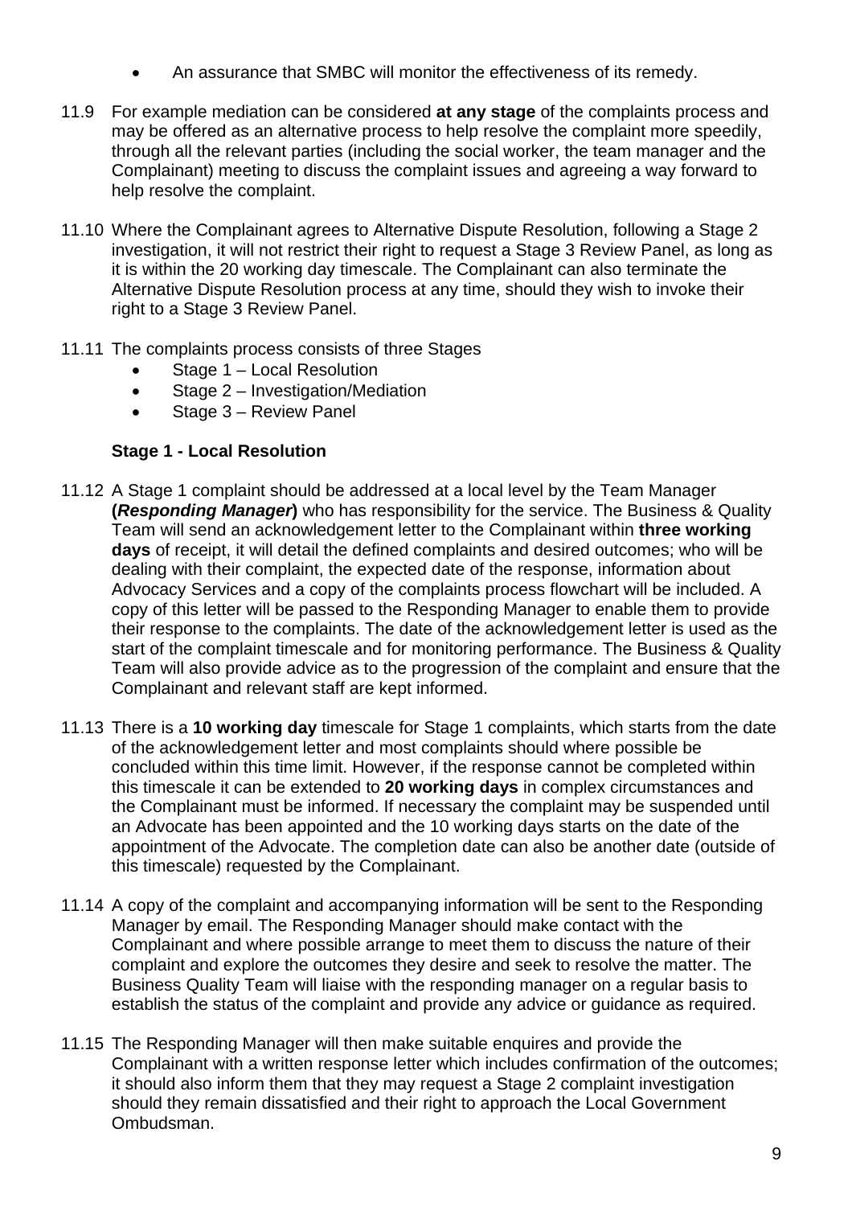- An assurance that SMBC will monitor the effectiveness of its remedy.

11.9 For example mediation can be considered **at any stage** of the complaints process and may be offered as an alternative process to help resolve the complaint more speedily, through all the relevant parties (including the social worker, the team manager and the Complainant) meeting to discuss the complaint issues and agreeing a way forward to help resolve the complaint.

11.10 Where the Complainant agrees to Alternative Dispute Resolution, following a Stage 2 investigation, it will not restrict their right to request a Stage 3 Review Panel, as long as it is within the 20 working day timescale. The Complainant can also terminate the Alternative Dispute Resolution process at any time, should they wish to invoke their right to a Stage 3 Review Panel.

11.11 The complaints process consists of three Stages

- Stage 1 – Local Resolution
- Stage 2 – Investigation/Mediation
- Stage 3 – Review Panel

**Stage 1 - Local Resolution**

11.12 A Stage 1 complaint should be addressed at a local level by the Team Manager **(*Responding Manager*)** who has responsibility for the service. The Business & Quality Team will send an acknowledgement letter to the Complainant within **three working days** of receipt, it will detail the defined complaints and desired outcomes; who will be dealing with their complaint, the expected date of the response, information about Advocacy Services and a copy of the complaints process flowchart will be included. A copy of this letter will be passed to the Responding Manager to enable them to provide their response to the complaints. The date of the acknowledgement letter is used as the start of the complaint timescale and for monitoring performance. The Business & Quality Team will also provide advice as to the progression of the complaint and ensure that the Complainant and relevant staff are kept informed.

11.13 There is a **10 working day** timescale for Stage 1 complaints, which starts from the date of the acknowledgement letter and most complaints should where possible be concluded within this time limit. However, if the response cannot be completed within this timescale it can be extended to **20 working days** in complex circumstances and the Complainant must be informed. If necessary the complaint may be suspended until an Advocate has been appointed and the 10 working days starts on the date of the appointment of the Advocate. The completion date can also be another date (outside of this timescale) requested by the Complainant.

11.14 A copy of the complaint and accompanying information will be sent to the Responding Manager by email. The Responding Manager should make contact with the Complainant and where possible arrange to meet them to discuss the nature of their complaint and explore the outcomes they desire and seek to resolve the matter. The Business Quality Team will liaise with the responding manager on a regular basis to establish the status of the complaint and provide any advice or guidance as required.

11.15 The Responding Manager will then make suitable enquires and provide the Complainant with a written response letter which includes confirmation of the outcomes; it should also inform them that they may request a Stage 2 complaint investigation should they remain dissatisfied and their right to approach the Local Government Ombudsman.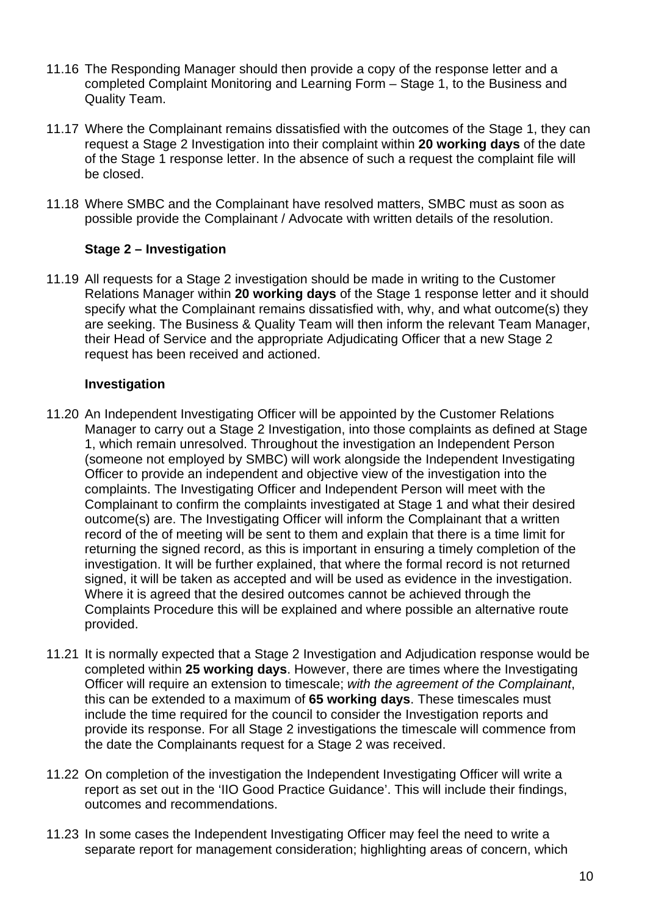11.16 The Responding Manager should then provide a copy of the response letter and a completed Complaint Monitoring and Learning Form – Stage 1, to the Business and Quality Team.

11.17 Where the Complainant remains dissatisfied with the outcomes of the Stage 1, they can request a Stage 2 Investigation into their complaint within **20 working days** of the date of the Stage 1 response letter. In the absence of such a request the complaint file will be closed.

11.18 Where SMBC and the Complainant have resolved matters, SMBC must as soon as possible provide the Complainant / Advocate with written details of the resolution.

**Stage 2 – Investigation**

11.19 All requests for a Stage 2 investigation should be made in writing to the Customer Relations Manager within **20 working days** of the Stage 1 response letter and it should specify what the Complainant remains dissatisfied with, why, and what outcome(s) they are seeking. The Business & Quality Team will then inform the relevant Team Manager, their Head of Service and the appropriate Adjudicating Officer that a new Stage 2 request has been received and actioned.

**Investigation**

11.20 An Independent Investigating Officer will be appointed by the Customer Relations Manager to carry out a Stage 2 Investigation, into those complaints as defined at Stage 1, which remain unresolved. Throughout the investigation an Independent Person (someone not employed by SMBC) will work alongside the Independent Investigating Officer to provide an independent and objective view of the investigation into the complaints. The Investigating Officer and Independent Person will meet with the Complainant to confirm the complaints investigated at Stage 1 and what their desired outcome(s) are. The Investigating Officer will inform the Complainant that a written record of the of meeting will be sent to them and explain that there is a time limit for returning the signed record, as this is important in ensuring a timely completion of the investigation. It will be further explained, that where the formal record is not returned signed, it will be taken as accepted and will be used as evidence in the investigation. Where it is agreed that the desired outcomes cannot be achieved through the Complaints Procedure this will be explained and where possible an alternative route provided.

11.21 It is normally expected that a Stage 2 Investigation and Adjudication response would be completed within **25 working days**. However, there are times where the Investigating Officer will require an extension to timescale; *with the agreement of the Complainant*, this can be extended to a maximum of **65 working days**. These timescales must include the time required for the council to consider the Investigation reports and provide its response. For all Stage 2 investigations the timescale will commence from the date the Complainants request for a Stage 2 was received.

11.22 On completion of the investigation the Independent Investigating Officer will write a report as set out in the 'IIO Good Practice Guidance'. This will include their findings, outcomes and recommendations.

11.23 In some cases the Independent Investigating Officer may feel the need to write a separate report for management consideration; highlighting areas of concern, which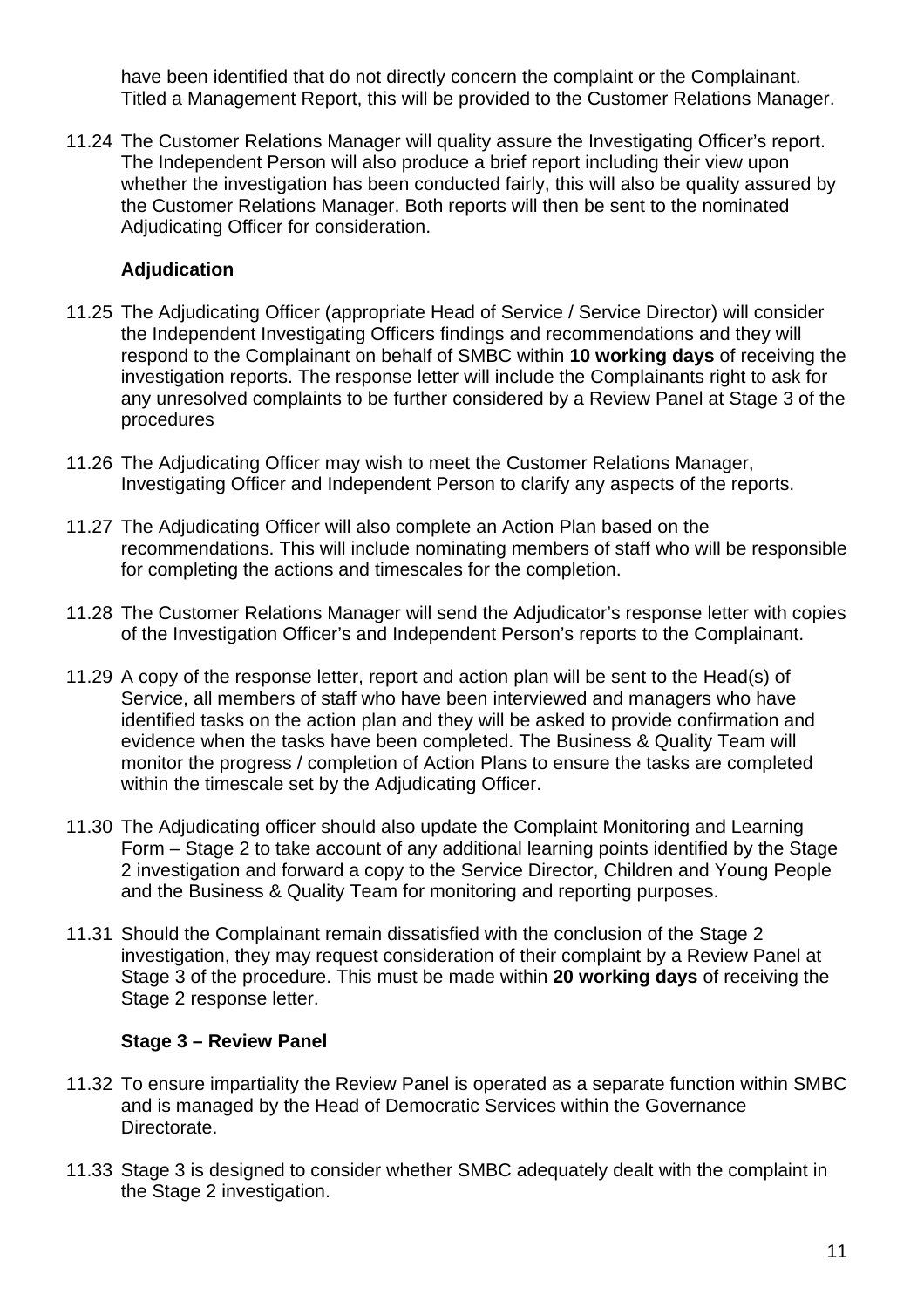have been identified that do not directly concern the complaint or the Complainant. Titled a Management Report, this will be provided to the Customer Relations Manager.

11.24 The Customer Relations Manager will quality assure the Investigating Officer's report. The Independent Person will also produce a brief report including their view upon whether the investigation has been conducted fairly, this will also be quality assured by the Customer Relations Manager. Both reports will then be sent to the nominated Adjudicating Officer for consideration.

### Adjudication

11.25 The Adjudicating Officer (appropriate Head of Service / Service Director) will consider the Independent Investigating Officers findings and recommendations and they will respond to the Complainant on behalf of SMBC within **10 working days** of receiving the investigation reports. The response letter will include the Complainants right to ask for any unresolved complaints to be further considered by a Review Panel at Stage 3 of the procedures

11.26 The Adjudicating Officer may wish to meet the Customer Relations Manager, Investigating Officer and Independent Person to clarify any aspects of the reports.

11.27 The Adjudicating Officer will also complete an Action Plan based on the recommendations. This will include nominating members of staff who will be responsible for completing the actions and timescales for the completion.

11.28 The Customer Relations Manager will send the Adjudicator's response letter with copies of the Investigation Officer's and Independent Person's reports to the Complainant.

11.29 A copy of the response letter, report and action plan will be sent to the Head(s) of Service, all members of staff who have been interviewed and managers who have identified tasks on the action plan and they will be asked to provide confirmation and evidence when the tasks have been completed. The Business & Quality Team will monitor the progress / completion of Action Plans to ensure the tasks are completed within the timescale set by the Adjudicating Officer.

11.30 The Adjudicating officer should also update the Complaint Monitoring and Learning Form – Stage 2 to take account of any additional learning points identified by the Stage 2 investigation and forward a copy to the Service Director, Children and Young People and the Business & Quality Team for monitoring and reporting purposes.

11.31 Should the Complainant remain dissatisfied with the conclusion of the Stage 2 investigation, they may request consideration of their complaint by a Review Panel at Stage 3 of the procedure. This must be made within **20 working days** of receiving the Stage 2 response letter.

### Stage 3 – Review Panel

11.32 To ensure impartiality the Review Panel is operated as a separate function within SMBC and is managed by the Head of Democratic Services within the Governance Directorate.

11.33 Stage 3 is designed to consider whether SMBC adequately dealt with the complaint in the Stage 2 investigation.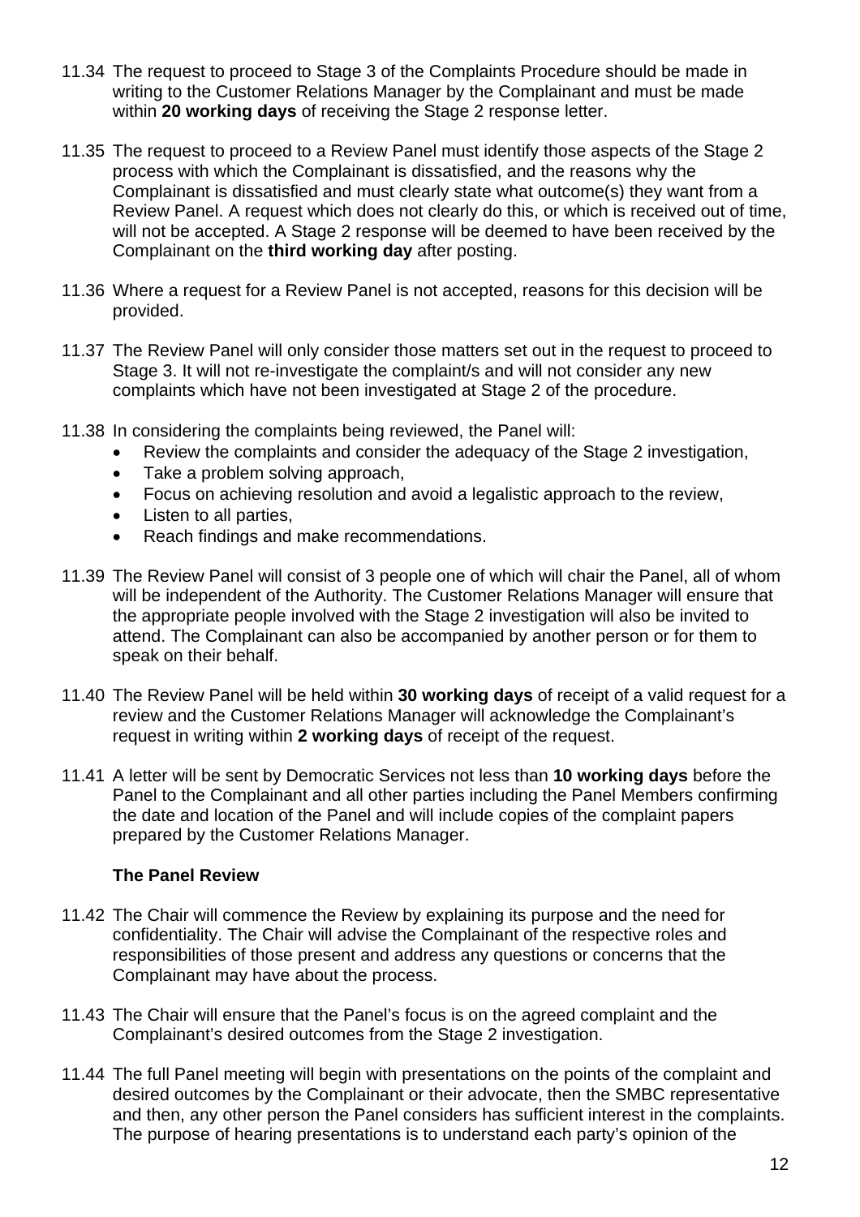11.34 The request to proceed to Stage 3 of the Complaints Procedure should be made in writing to the Customer Relations Manager by the Complainant and must be made within **20 working days** of receiving the Stage 2 response letter.

11.35 The request to proceed to a Review Panel must identify those aspects of the Stage 2 process with which the Complainant is dissatisfied, and the reasons why the Complainant is dissatisfied and must clearly state what outcome(s) they want from a Review Panel. A request which does not clearly do this, or which is received out of time, will not be accepted. A Stage 2 response will be deemed to have been received by the Complainant on the **third working day** after posting.

11.36 Where a request for a Review Panel is not accepted, reasons for this decision will be provided.

11.37 The Review Panel will only consider those matters set out in the request to proceed to Stage 3. It will not re-investigate the complaint/s and will not consider any new complaints which have not been investigated at Stage 2 of the procedure.

11.38 In considering the complaints being reviewed, the Panel will:

- Review the complaints and consider the adequacy of the Stage 2 investigation,
- Take a problem solving approach,
- Focus on achieving resolution and avoid a legalistic approach to the review,
- Listen to all parties,
- Reach findings and make recommendations.

11.39 The Review Panel will consist of 3 people one of which will chair the Panel, all of whom will be independent of the Authority. The Customer Relations Manager will ensure that the appropriate people involved with the Stage 2 investigation will also be invited to attend. The Complainant can also be accompanied by another person or for them to speak on their behalf.

11.40 The Review Panel will be held within **30 working days** of receipt of a valid request for a review and the Customer Relations Manager will acknowledge the Complainant's request in writing within **2 working days** of receipt of the request.

11.41 A letter will be sent by Democratic Services not less than **10 working days** before the Panel to the Complainant and all other parties including the Panel Members confirming the date and location of the Panel and will include copies of the complaint papers prepared by the Customer Relations Manager.

### The Panel Review

11.42 The Chair will commence the Review by explaining its purpose and the need for confidentiality. The Chair will advise the Complainant of the respective roles and responsibilities of those present and address any questions or concerns that the Complainant may have about the process.

11.43 The Chair will ensure that the Panel's focus is on the agreed complaint and the Complainant's desired outcomes from the Stage 2 investigation.

11.44 The full Panel meeting will begin with presentations on the points of the complaint and desired outcomes by the Complainant or their advocate, then the SMBC representative and then, any other person the Panel considers has sufficient interest in the complaints. The purpose of hearing presentations is to understand each party's opinion of the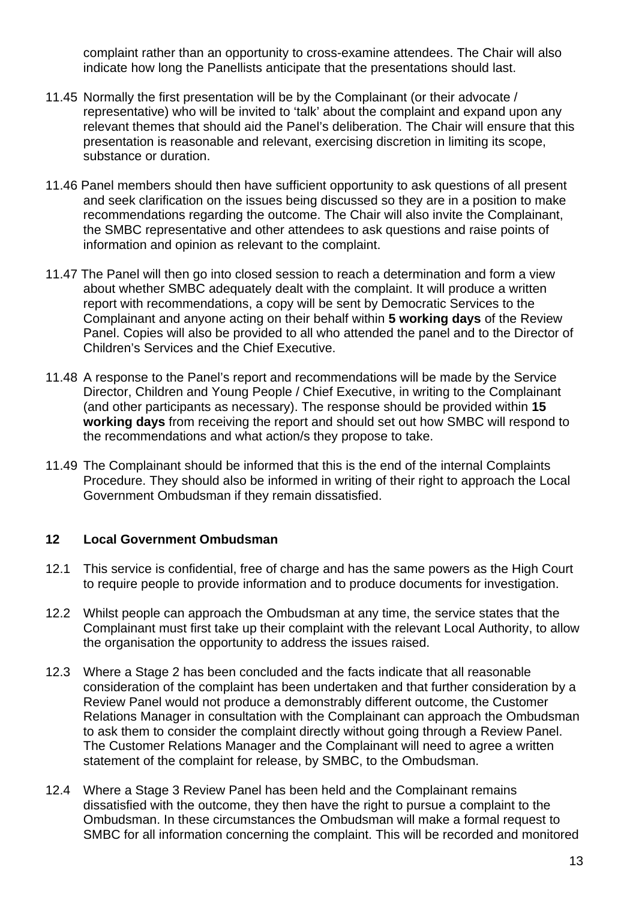complaint rather than an opportunity to cross-examine attendees. The Chair will also indicate how long the Panellists anticipate that the presentations should last.

11.45 Normally the first presentation will be by the Complainant (or their advocate / representative) who will be invited to 'talk' about the complaint and expand upon any relevant themes that should aid the Panel's deliberation. The Chair will ensure that this presentation is reasonable and relevant, exercising discretion in limiting its scope, substance or duration.

11.46 Panel members should then have sufficient opportunity to ask questions of all present and seek clarification on the issues being discussed so they are in a position to make recommendations regarding the outcome. The Chair will also invite the Complainant, the SMBC representative and other attendees to ask questions and raise points of information and opinion as relevant to the complaint.

11.47 The Panel will then go into closed session to reach a determination and form a view about whether SMBC adequately dealt with the complaint. It will produce a written report with recommendations, a copy will be sent by Democratic Services to the Complainant and anyone acting on their behalf within **5 working days** of the Review Panel. Copies will also be provided to all who attended the panel and to the Director of Children's Services and the Chief Executive.

11.48 A response to the Panel's report and recommendations will be made by the Service Director, Children and Young People / Chief Executive, in writing to the Complainant (and other participants as necessary). The response should be provided within **15 working days** from receiving the report and should set out how SMBC will respond to the recommendations and what action/s they propose to take.

11.49 The Complainant should be informed that this is the end of the internal Complaints Procedure. They should also be informed in writing of their right to approach the Local Government Ombudsman if they remain dissatisfied.

## 12 Local Government Ombudsman

12.1 This service is confidential, free of charge and has the same powers as the High Court to require people to provide information and to produce documents for investigation.

12.2 Whilst people can approach the Ombudsman at any time, the service states that the Complainant must first take up their complaint with the relevant Local Authority, to allow the organisation the opportunity to address the issues raised.

12.3 Where a Stage 2 has been concluded and the facts indicate that all reasonable consideration of the complaint has been undertaken and that further consideration by a Review Panel would not produce a demonstrably different outcome, the Customer Relations Manager in consultation with the Complainant can approach the Ombudsman to ask them to consider the complaint directly without going through a Review Panel. The Customer Relations Manager and the Complainant will need to agree a written statement of the complaint for release, by SMBC, to the Ombudsman.

12.4 Where a Stage 3 Review Panel has been held and the Complainant remains dissatisfied with the outcome, they then have the right to pursue a complaint to the Ombudsman. In these circumstances the Ombudsman will make a formal request to SMBC for all information concerning the complaint. This will be recorded and monitored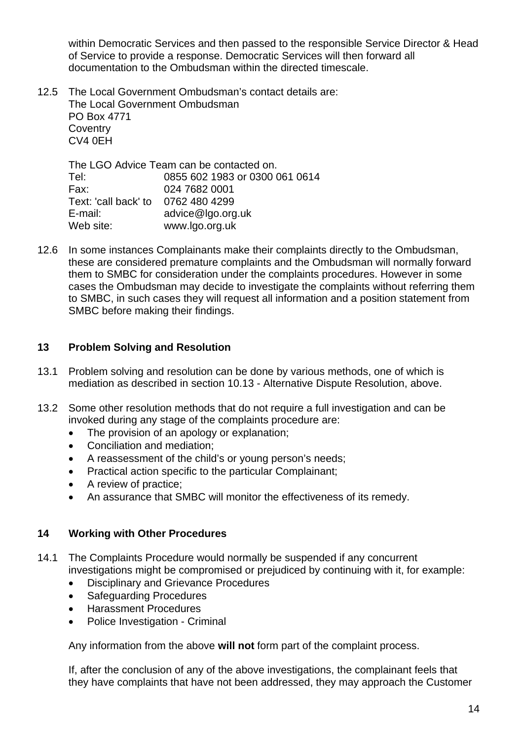within Democratic Services and then passed to the responsible Service Director & Head of Service to provide a response. Democratic Services will then forward all documentation to the Ombudsman within the directed timescale.

12.5 The Local Government Ombudsman's contact details are:
The Local Government Ombudsman
PO Box 4771
Coventry
CV4 0EH

The LGO Advice Team can be contacted on.

| | |
|---|---|
| Tel: | 0855 602 1983 or 0300 061 0614 |
| Fax: | 024 7682 0001 |
| Text: 'call back' to | 0762 480 4299 |
| E-mail: | advice@lgo.org.uk |
| Web site: | www.lgo.org.uk |

12.6 In some instances Complainants make their complaints directly to the Ombudsman, these are considered premature complaints and the Ombudsman will normally forward them to SMBC for consideration under the complaints procedures. However in some cases the Ombudsman may decide to investigate the complaints without referring them to SMBC, in such cases they will request all information and a position statement from SMBC before making their findings.

## 13 Problem Solving and Resolution

13.1 Problem solving and resolution can be done by various methods, one of which is mediation as described in section 10.13 - Alternative Dispute Resolution, above.

13.2 Some other resolution methods that do not require a full investigation and can be invoked during any stage of the complaints procedure are:

- The provision of an apology or explanation;
- Conciliation and mediation;
- A reassessment of the child's or young person's needs;
- Practical action specific to the particular Complainant;
- A review of practice;
- An assurance that SMBC will monitor the effectiveness of its remedy.

## 14 Working with Other Procedures

14.1 The Complaints Procedure would normally be suspended if any concurrent investigations might be compromised or prejudiced by continuing with it, for example:

- Disciplinary and Grievance Procedures
- Safeguarding Procedures
- Harassment Procedures
- Police Investigation - Criminal

Any information from the above **will not** form part of the complaint process.

If, after the conclusion of any of the above investigations, the complainant feels that they have complaints that have not been addressed, they may approach the Customer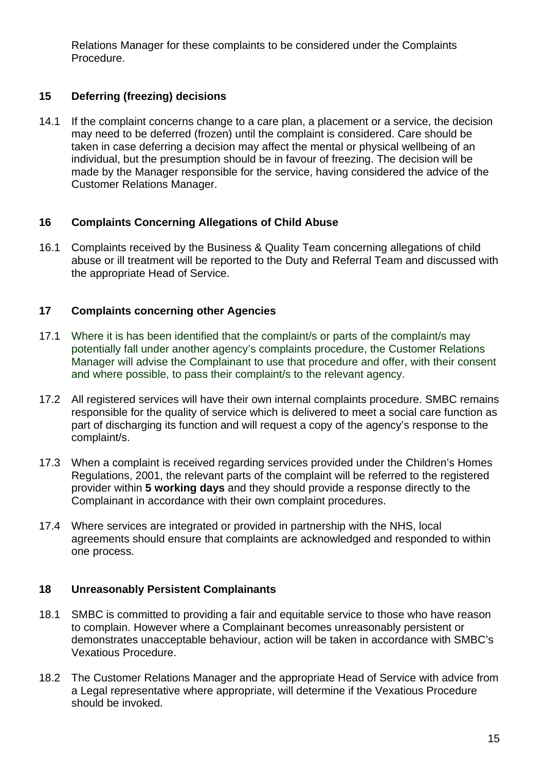Relations Manager for these complaints to be considered under the Complaints Procedure.

## 15 Deferring (freezing) decisions

14.1 If the complaint concerns change to a care plan, a placement or a service, the decision may need to be deferred (frozen) until the complaint is considered. Care should be taken in case deferring a decision may affect the mental or physical wellbeing of an individual, but the presumption should be in favour of freezing. The decision will be made by the Manager responsible for the service, having considered the advice of the Customer Relations Manager.

## 16 Complaints Concerning Allegations of Child Abuse

16.1 Complaints received by the Business & Quality Team concerning allegations of child abuse or ill treatment will be reported to the Duty and Referral Team and discussed with the appropriate Head of Service.

## 17 Complaints concerning other Agencies

17.1 Where it is has been identified that the complaint/s or parts of the complaint/s may potentially fall under another agency's complaints procedure, the Customer Relations Manager will advise the Complainant to use that procedure and offer, with their consent and where possible, to pass their complaint/s to the relevant agency.

17.2 All registered services will have their own internal complaints procedure. SMBC remains responsible for the quality of service which is delivered to meet a social care function as part of discharging its function and will request a copy of the agency's response to the complaint/s.

17.3 When a complaint is received regarding services provided under the Children's Homes Regulations, 2001, the relevant parts of the complaint will be referred to the registered provider within **5 working days** and they should provide a response directly to the Complainant in accordance with their own complaint procedures.

17.4 Where services are integrated or provided in partnership with the NHS, local agreements should ensure that complaints are acknowledged and responded to within one process.

## 18 Unreasonably Persistent Complainants

18.1 SMBC is committed to providing a fair and equitable service to those who have reason to complain. However where a Complainant becomes unreasonably persistent or demonstrates unacceptable behaviour, action will be taken in accordance with SMBC's Vexatious Procedure.

18.2 The Customer Relations Manager and the appropriate Head of Service with advice from a Legal representative where appropriate, will determine if the Vexatious Procedure should be invoked.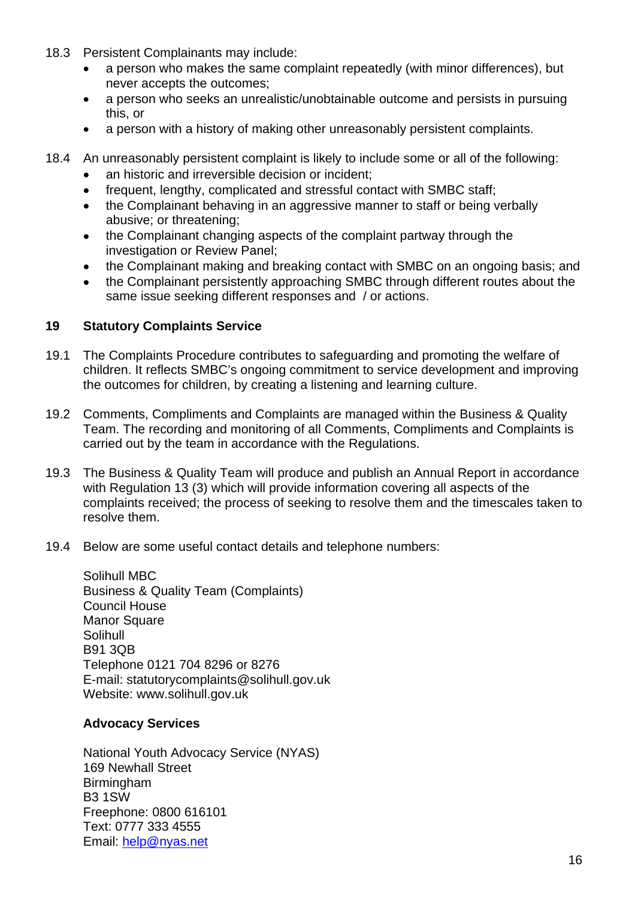18.3 Persistent Complainants may include:

- a person who makes the same complaint repeatedly (with minor differences), but never accepts the outcomes;
- a person who seeks an unrealistic/unobtainable outcome and persists in pursuing this, or
- a person with a history of making other unreasonably persistent complaints.

18.4 An unreasonably persistent complaint is likely to include some or all of the following:

- an historic and irreversible decision or incident;
- frequent, lengthy, complicated and stressful contact with SMBC staff;
- the Complainant behaving in an aggressive manner to staff or being verbally abusive; or threatening;
- the Complainant changing aspects of the complaint partway through the investigation or Review Panel;
- the Complainant making and breaking contact with SMBC on an ongoing basis; and
- the Complainant persistently approaching SMBC through different routes about the same issue seeking different responses and / or actions.

## 19 Statutory Complaints Service

19.1 The Complaints Procedure contributes to safeguarding and promoting the welfare of children. It reflects SMBC's ongoing commitment to service development and improving the outcomes for children, by creating a listening and learning culture.

19.2 Comments, Compliments and Complaints are managed within the Business & Quality Team. The recording and monitoring of all Comments, Compliments and Complaints is carried out by the team in accordance with the Regulations.

19.3 The Business & Quality Team will produce and publish an Annual Report in accordance with Regulation 13 (3) which will provide information covering all aspects of the complaints received; the process of seeking to resolve them and the timescales taken to resolve them.

19.4 Below are some useful contact details and telephone numbers:

Solihull MBC
Business & Quality Team (Complaints)
Council House
Manor Square
Solihull
B91 3QB
Telephone 0121 704 8296 or 8276
E-mail: statutorycomplaints@solihull.gov.uk
Website: www.solihull.gov.uk

**Advocacy Services**

National Youth Advocacy Service (NYAS)
169 Newhall Street
Birmingham
B3 1SW
Freephone: 0800 616101
Text: 0777 333 4555
Email: help@nyas.net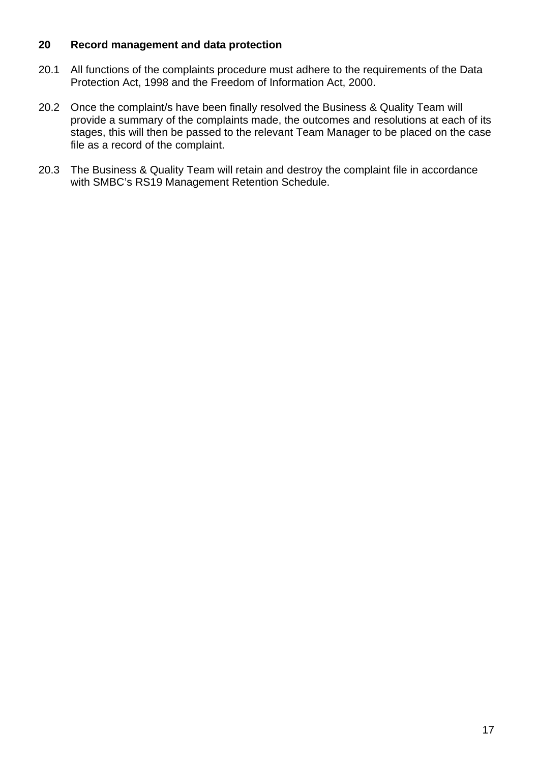## 20 Record management and data protection

20.1 All functions of the complaints procedure must adhere to the requirements of the Data Protection Act, 1998 and the Freedom of Information Act, 2000.

20.2 Once the complaint/s have been finally resolved the Business & Quality Team will provide a summary of the complaints made, the outcomes and resolutions at each of its stages, this will then be passed to the relevant Team Manager to be placed on the case file as a record of the complaint.

20.3 The Business & Quality Team will retain and destroy the complaint file in accordance with SMBC's RS19 Management Retention Schedule.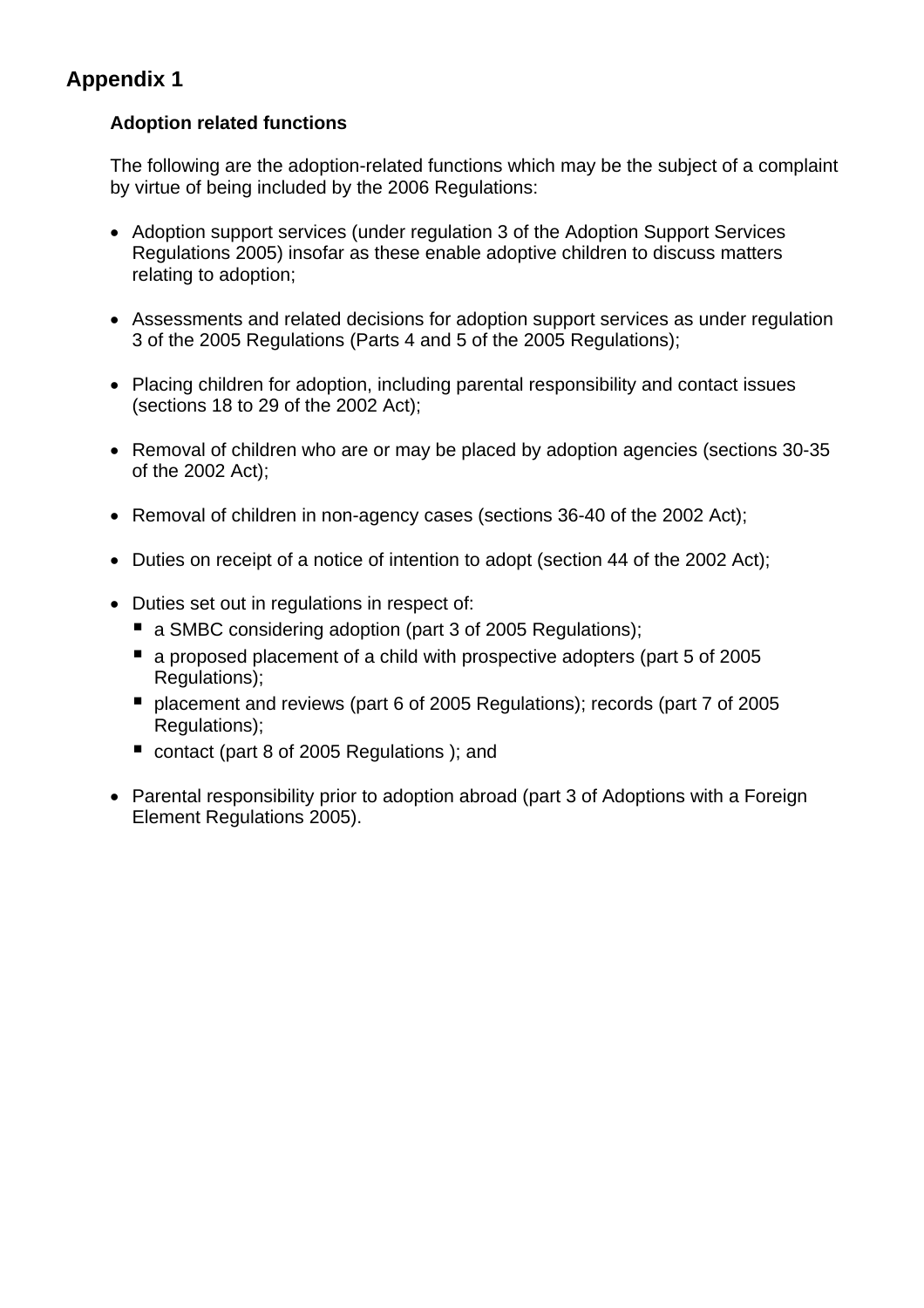## Appendix 1

**Adoption related functions**

The following are the adoption-related functions which may be the subject of a complaint by virtue of being included by the 2006 Regulations:

- Adoption support services (under regulation 3 of the Adoption Support Services Regulations 2005) insofar as these enable adoptive children to discuss matters relating to adoption;

- Assessments and related decisions for adoption support services as under regulation 3 of the 2005 Regulations (Parts 4 and 5 of the 2005 Regulations);

- Placing children for adoption, including parental responsibility and contact issues (sections 18 to 29 of the 2002 Act);

- Removal of children who are or may be placed by adoption agencies (sections 30-35 of the 2002 Act);

- Removal of children in non-agency cases (sections 36-40 of the 2002 Act);

- Duties on receipt of a notice of intention to adopt (section 44 of the 2002 Act);

- Duties set out in regulations in respect of:
  - a SMBC considering adoption (part 3 of 2005 Regulations);
  - a proposed placement of a child with prospective adopters (part 5 of 2005 Regulations);
  - placement and reviews (part 6 of 2005 Regulations); records (part 7 of 2005 Regulations);
  - contact (part 8 of 2005 Regulations ); and

- Parental responsibility prior to adoption abroad (part 3 of Adoptions with a Foreign Element Regulations 2005).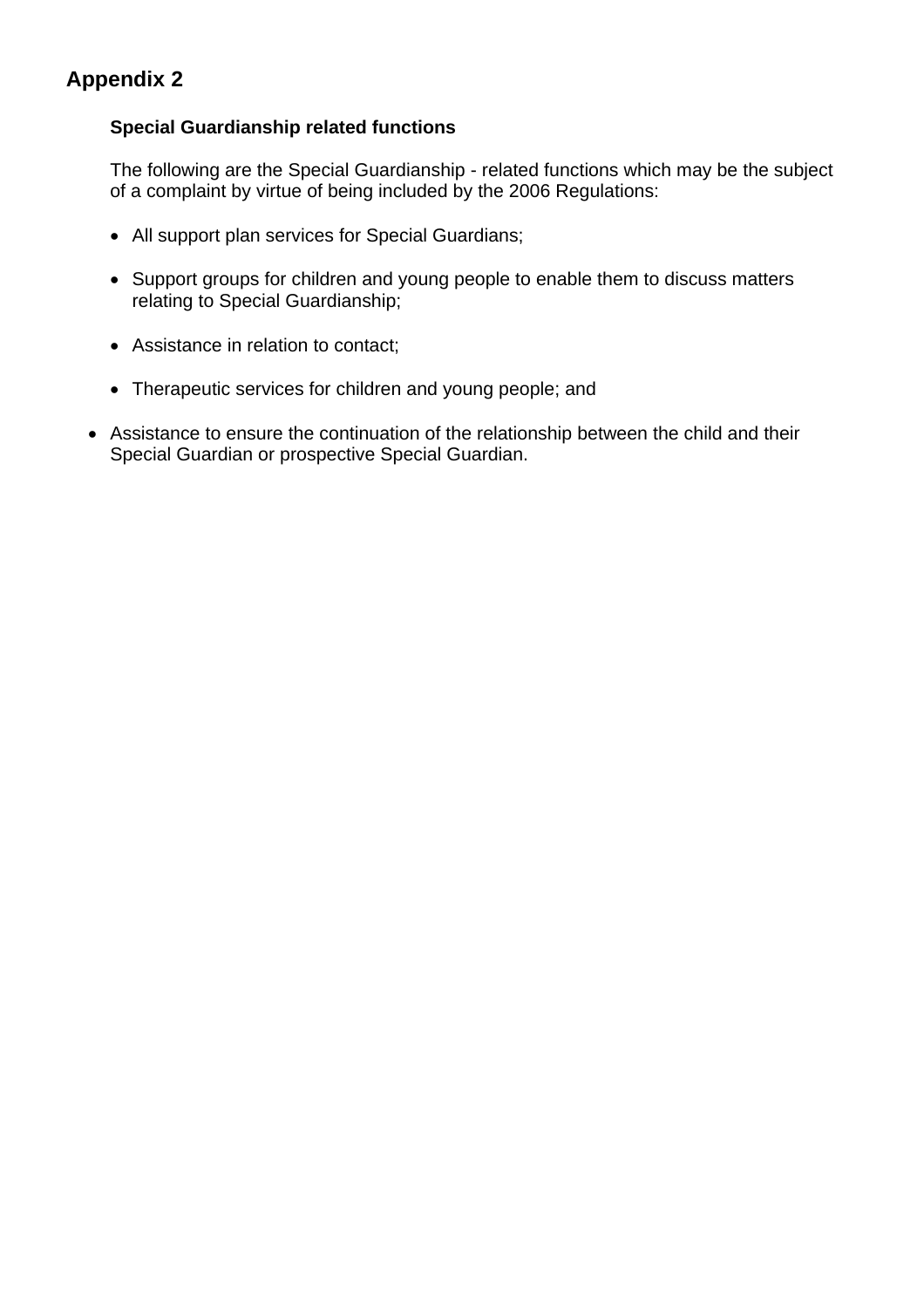## Appendix 2

**Special Guardianship related functions**

The following are the Special Guardianship - related functions which may be the subject of a complaint by virtue of being included by the 2006 Regulations:

- All support plan services for Special Guardians;
- Support groups for children and young people to enable them to discuss matters relating to Special Guardianship;
- Assistance in relation to contact;
- Therapeutic services for children and young people; and
- Assistance to ensure the continuation of the relationship between the child and their Special Guardian or prospective Special Guardian.